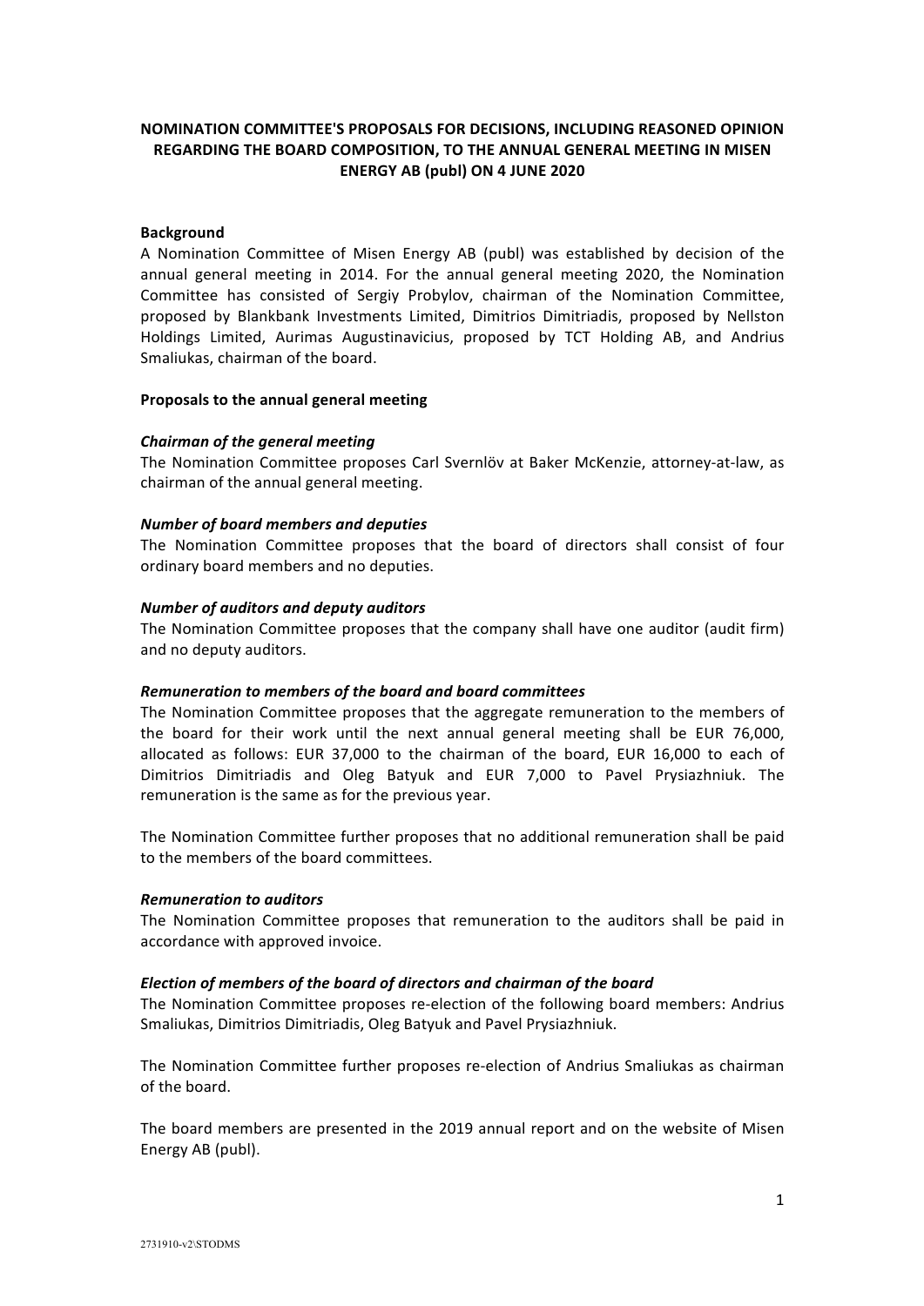**NOMINATION COMMITTEE'S PROPOSALS FOR DECISIONS, INCLUDING REASONED OPINION REGARDING THE BOARD COMPOSITION, TO THE ANNUAL GENERAL MEETING IN MISEN ENERGY AB (publ) ON 4 JUNE 2020**

**Background**

A Nomination Committee of Misen Energy AB (publ) was established by decision of the annual general meeting in 2014. For the annual general meeting 2020, the Nomination Committee has consisted of Sergiy Probylov, chairman of the Nomination Committee, proposed by Blankbank Investments Limited, Dimitrios Dimitriadis, proposed by Nellston Holdings Limited, Aurimas Augustinavicius, proposed by TCT Holding AB, and Andrius Smaliukas, chairman of the board.

**Proposals to the annual general meeting**

***Chairman of the general meeting***

The Nomination Committee proposes Carl Svernlöv at Baker McKenzie, attorney-at-law, as chairman of the annual general meeting.

***Number of board members and deputies***

The Nomination Committee proposes that the board of directors shall consist of four ordinary board members and no deputies.

***Number of auditors and deputy auditors***

The Nomination Committee proposes that the company shall have one auditor (audit firm) and no deputy auditors.

***Remuneration to members of the board and board committees***

The Nomination Committee proposes that the aggregate remuneration to the members of the board for their work until the next annual general meeting shall be EUR 76,000, allocated as follows: EUR 37,000 to the chairman of the board, EUR 16,000 to each of Dimitrios Dimitriadis and Oleg Batyuk and EUR 7,000 to Pavel Prysiazhniuk. The remuneration is the same as for the previous year.

The Nomination Committee further proposes that no additional remuneration shall be paid to the members of the board committees.

***Remuneration to auditors***

The Nomination Committee proposes that remuneration to the auditors shall be paid in accordance with approved invoice.

***Election of members of the board of directors and chairman of the board***

The Nomination Committee proposes re-election of the following board members: Andrius Smaliukas, Dimitrios Dimitriadis, Oleg Batyuk and Pavel Prysiazhniuk.

The Nomination Committee further proposes re-election of Andrius Smaliukas as chairman of the board.

The board members are presented in the 2019 annual report and on the website of Misen Energy AB (publ).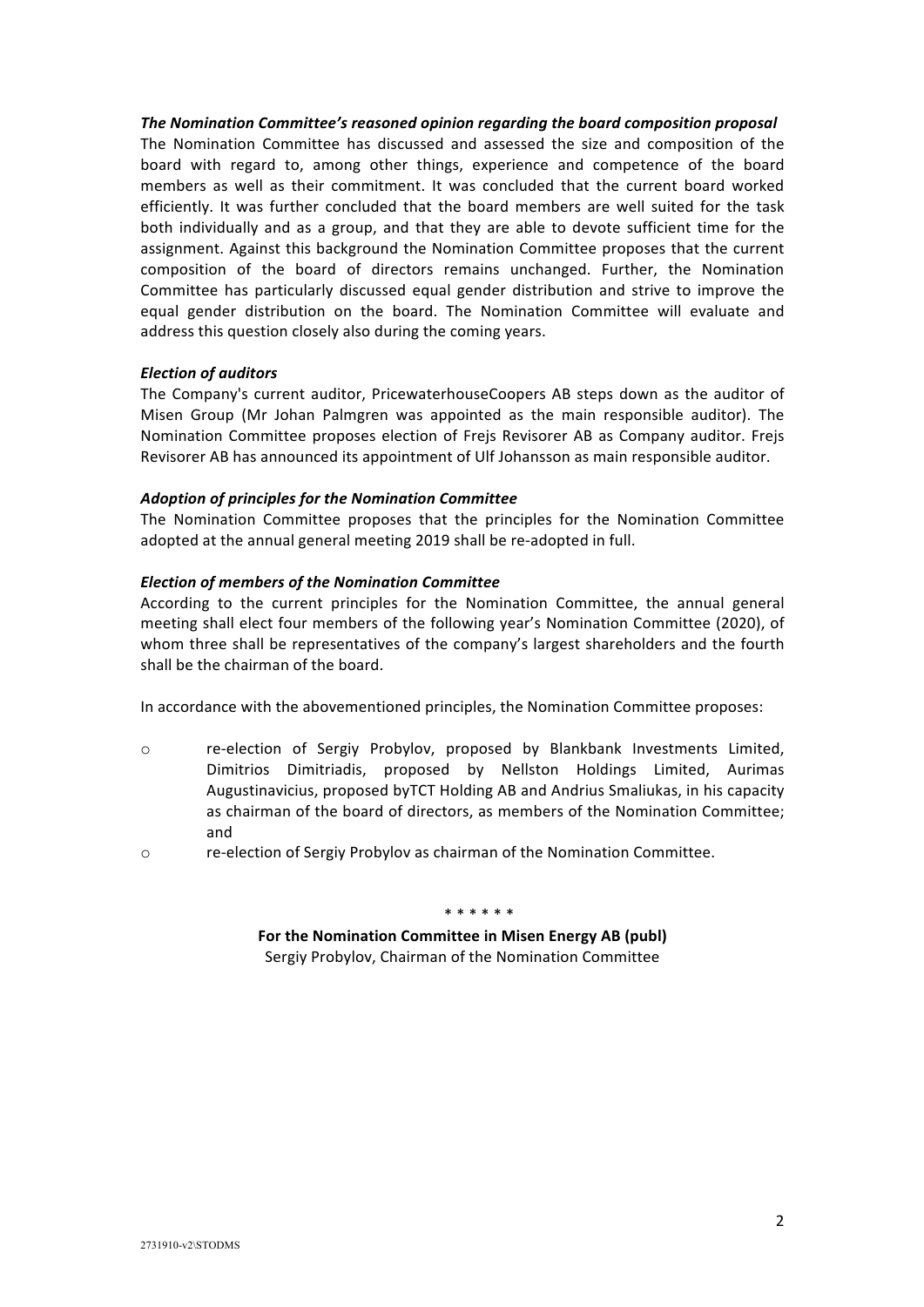***The Nomination Committee's reasoned opinion regarding the board composition proposal***

The Nomination Committee has discussed and assessed the size and composition of the board with regard to, among other things, experience and competence of the board members as well as their commitment. It was concluded that the current board worked efficiently. It was further concluded that the board members are well suited for the task both individually and as a group, and that they are able to devote sufficient time for the assignment. Against this background the Nomination Committee proposes that the current composition of the board of directors remains unchanged. Further, the Nomination Committee has particularly discussed equal gender distribution and strive to improve the equal gender distribution on the board. The Nomination Committee will evaluate and address this question closely also during the coming years.

***Election of auditors***

The Company's current auditor, PricewaterhouseCoopers AB steps down as the auditor of Misen Group (Mr Johan Palmgren was appointed as the main responsible auditor). The Nomination Committee proposes election of Frejs Revisorer AB as Company auditor. Frejs Revisorer AB has announced its appointment of Ulf Johansson as main responsible auditor.

***Adoption of principles for the Nomination Committee***

The Nomination Committee proposes that the principles for the Nomination Committee adopted at the annual general meeting 2019 shall be re-adopted in full.

***Election of members of the Nomination Committee***

According to the current principles for the Nomination Committee, the annual general meeting shall elect four members of the following year's Nomination Committee (2020), of whom three shall be representatives of the company's largest shareholders and the fourth shall be the chairman of the board.

In accordance with the abovementioned principles, the Nomination Committee proposes:

- re-election of Sergiy Probylov, proposed by Blankbank Investments Limited, Dimitrios Dimitriadis, proposed by Nellston Holdings Limited, Aurimas Augustinavicius, proposed byTCT Holding AB and Andrius Smaliukas, in his capacity as chairman of the board of directors, as members of the Nomination Committee; and
- re-election of Sergiy Probylov as chairman of the Nomination Committee.

\* \* \* \* \* \*

**For the Nomination Committee in Misen Energy AB (publ)**

Sergiy Probylov, Chairman of the Nomination Committee

2731910-v2\STODMS